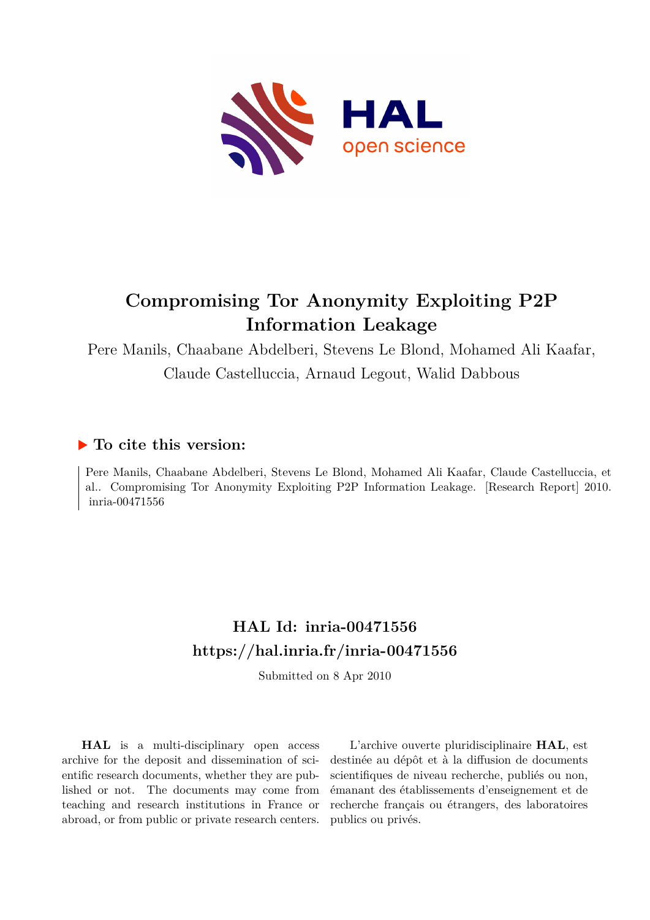# Compromising Tor Anonymity Exploiting P2P Information Leakage

Pere Manils, Chaabane Abdelberi, Stevens Le Blond, Mohamed Ali Kaafar, Claude Castelluccia, Arnaud Legout, Walid Dabbous

## ▶ To cite this version:

Pere Manils, Chaabane Abdelberi, Stevens Le Blond, Mohamed Ali Kaafar, Claude Castelluccia, et al.. Compromising Tor Anonymity Exploiting P2P Information Leakage. [Research Report] 2010. inria-00471556

## HAL Id: inria-00471556
## https://hal.inria.fr/inria-00471556

Submitted on 8 Apr 2010

**HAL** is a multi-disciplinary open access archive for the deposit and dissemination of scientific research documents, whether they are published or not. The documents may come from teaching and research institutions in France or abroad, or from public or private research centers.

L'archive ouverte pluridisciplinaire **HAL**, est destinée au dépôt et à la diffusion de documents scientifiques de niveau recherche, publiés ou non, émanant des établissements d'enseignement et de recherche français ou étrangers, des laboratoires publics ou privés.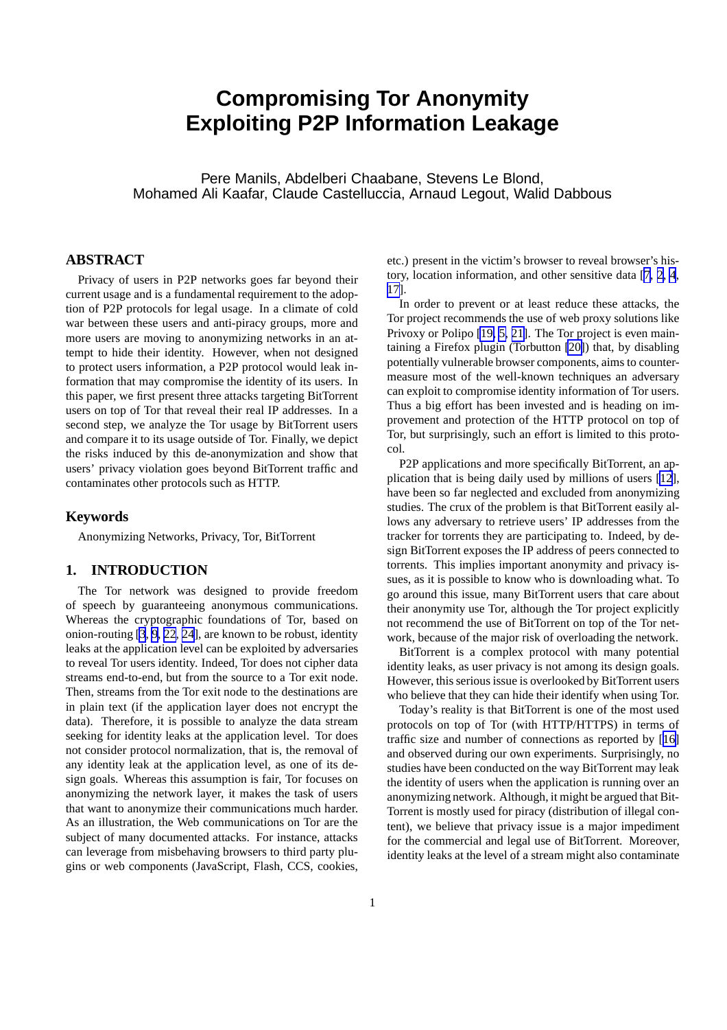# Compromising Tor Anonymity Exploiting P2P Information Leakage

Pere Manils, Abdelberi Chaabane, Stevens Le Blond, Mohamed Ali Kaafar, Claude Castelluccia, Arnaud Legout, Walid Dabbous

## ABSTRACT

Privacy of users in P2P networks goes far beyond their current usage and is a fundamental requirement to the adoption of P2P protocols for legal usage. In a climate of cold war between these users and anti-piracy groups, more and more users are moving to anonymizing networks in an attempt to hide their identity. However, when not designed to protect users information, a P2P protocol would leak information that may compromise the identity of its users. In this paper, we first present three attacks targeting BitTorrent users on top of Tor that reveal their real IP addresses. In a second step, we analyze the Tor usage by BitTorrent users and compare it to its usage outside of Tor. Finally, we depict the risks induced by this de-anonymization and show that users' privacy violation goes beyond BitTorrent traffic and contaminates other protocols such as HTTP.

## Keywords

Anonymizing Networks, Privacy, Tor, BitTorrent

## 1. INTRODUCTION

The Tor network was designed to provide freedom of speech by guaranteeing anonymous communications. Whereas the cryptographic foundations of Tor, based on onion-routing [3, 9, 22, 24], are known to be robust, identity leaks at the application level can be exploited by adversaries to reveal Tor users identity. Indeed, Tor does not cipher data streams end-to-end, but from the source to a Tor exit node. Then, streams from the Tor exit node to the destinations are in plain text (if the application layer does not encrypt the data). Therefore, it is possible to analyze the data stream seeking for identity leaks at the application level. Tor does not consider protocol normalization, that is, the removal of any identity leak at the application level, as one of its design goals. Whereas this assumption is fair, Tor focuses on anonymizing the network layer, it makes the task of users that want to anonymize their communications much harder. As an illustration, the Web communications on Tor are the subject of many documented attacks. For instance, attacks can leverage from misbehaving browsers to third party plugins or web components (JavaScript, Flash, CCS, cookies, etc.) present in the victim's browser to reveal browser's history, location information, and other sensitive data [7, 2, 4, 17].

In order to prevent or at least reduce these attacks, the Tor project recommends the use of web proxy solutions like Privoxy or Polipo [19, 5, 21]. The Tor project is even maintaining a Firefox plugin (Torbutton [20]) that, by disabling potentially vulnerable browser components, aims to countermeasure most of the well-known techniques an adversary can exploit to compromise identity information of Tor users. Thus a big effort has been invested and is heading on improvement and protection of the HTTP protocol on top of Tor, but surprisingly, such an effort is limited to this protocol.

P2P applications and more specifically BitTorrent, an application that is being daily used by millions of users [12], have been so far neglected and excluded from anonymizing studies. The crux of the problem is that BitTorrent easily allows any adversary to retrieve users' IP addresses from the tracker for torrents they are participating to. Indeed, by design BitTorrent exposes the IP address of peers connected to torrents. This implies important anonymity and privacy issues, as it is possible to know who is downloading what. To go around this issue, many BitTorrent users that care about their anonymity use Tor, although the Tor project explicitly not recommend the use of BitTorrent on top of the Tor network, because of the major risk of overloading the network.

BitTorrent is a complex protocol with many potential identity leaks, as user privacy is not among its design goals. However, this serious issue is overlooked by BitTorrent users who believe that they can hide their identify when using Tor.

Today's reality is that BitTorrent is one of the most used protocols on top of Tor (with HTTP/HTTPS) in terms of traffic size and number of connections as reported by [16] and observed during our own experiments. Surprisingly, no studies have been conducted on the way BitTorrent may leak the identity of users when the application is running over an anonymizing network. Although, it might be argued that BitTorrent is mostly used for piracy (distribution of illegal content), we believe that privacy issue is a major impediment for the commercial and legal use of BitTorrent. Moreover, identity leaks at the level of a stream might also contaminate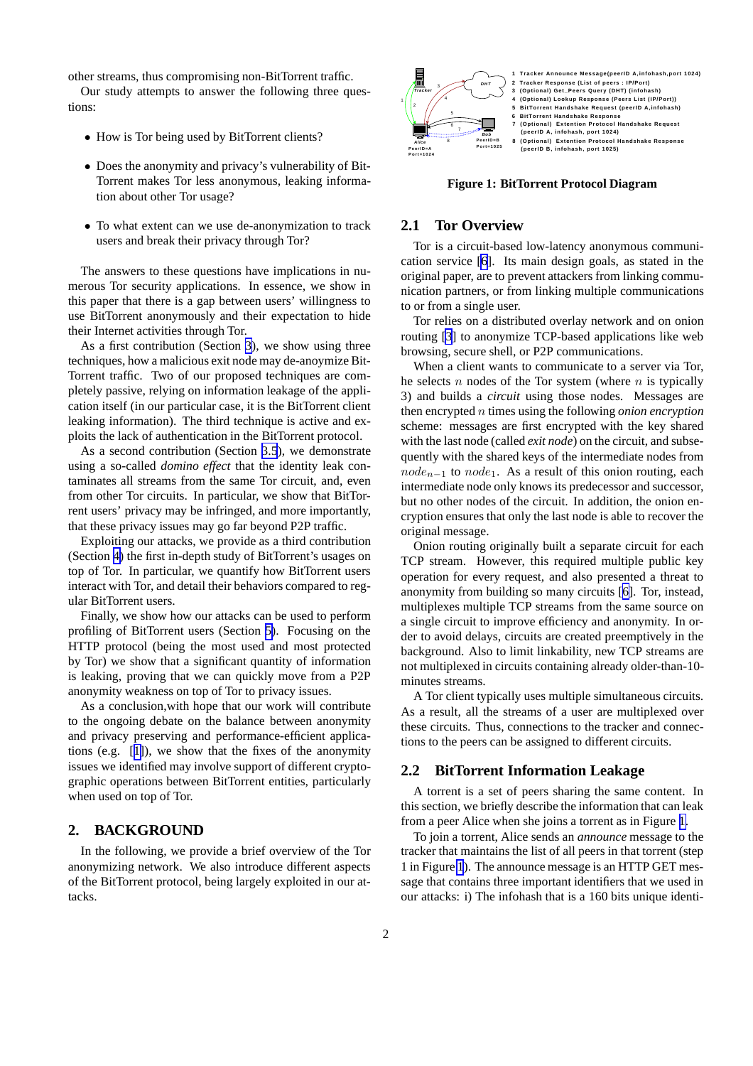other streams, thus compromising non-BitTorrent traffic.

Our study attempts to answer the following three questions:

- How is Tor being used by BitTorrent clients?
- Does the anonymity and privacy's vulnerability of BitTorrent makes Tor less anonymous, leaking information about other Tor usage?
- To what extent can we use de-anonymization to track users and break their privacy through Tor?

The answers to these questions have implications in numerous Tor security applications. In essence, we show in this paper that there is a gap between users' willingness to use BitTorrent anonymously and their expectation to hide their Internet activities through Tor.

As a first contribution (Section 3), we show using three techniques, how a malicious exit node may de-anoymize BitTorrent traffic. Two of our proposed techniques are completely passive, relying on information leakage of the application itself (in our particular case, it is the BitTorrent client leaking information). The third technique is active and exploits the lack of authentication in the BitTorrent protocol.

As a second contribution (Section 3.5), we demonstrate using a so-called *domino effect* that the identity leak contaminates all streams from the same Tor circuit, and, even from other Tor circuits. In particular, we show that BitTorrent users' privacy may be infringed, and more importantly, that these privacy issues may go far beyond P2P traffic.

Exploiting our attacks, we provide as a third contribution (Section 4) the first in-depth study of BitTorrent's usages on top of Tor. In particular, we quantify how BitTorrent users interact with Tor, and detail their behaviors compared to regular BitTorrent users.

Finally, we show how our attacks can be used to perform profiling of BitTorrent users (Section 5). Focusing on the HTTP protocol (being the most used and most protected by Tor) we show that a significant quantity of information is leaking, proving that we can quickly move from a P2P anonymity weakness on top of Tor to privacy issues.

As a conclusion,with hope that our work will contribute to the ongoing debate on the balance between anonymity and privacy preserving and performance-efficient applications (e.g. [1]), we show that the fixes of the anonymity issues we identified may involve support of different cryptographic operations between BitTorrent entities, particularly when used on top of Tor.

## 2. BACKGROUND

In the following, we provide a brief overview of the Tor anonymizing network. We also introduce different aspects of the BitTorrent protocol, being largely exploited in our attacks.

**Figure 1: BitTorrent Protocol Diagram**

### 2.1 Tor Overview

Tor is a circuit-based low-latency anonymous communication service [6]. Its main design goals, as stated in the original paper, are to prevent attackers from linking communication partners, or from linking multiple communications to or from a single user.

Tor relies on a distributed overlay network and on onion routing [3] to anonymize TCP-based applications like web browsing, secure shell, or P2P communications.

When a client wants to communicate to a server via Tor, he selects $n$ nodes of the Tor system (where $n$ is typically 3) and builds a *circuit* using those nodes. Messages are then encrypted $n$ times using the following *onion encryption* scheme: messages are first encrypted with the key shared with the last node (called *exit node*) on the circuit, and subsequently with the shared keys of the intermediate nodes from $node_{n-1}$ to $node_1$. As a result of this onion routing, each intermediate node only knows its predecessor and successor, but no other nodes of the circuit. In addition, the onion encryption ensures that only the last node is able to recover the original message.

Onion routing originally built a separate circuit for each TCP stream. However, this required multiple public key operation for every request, and also presented a threat to anonymity from building so many circuits [6]. Tor, instead, multiplexes multiple TCP streams from the same source on a single circuit to improve efficiency and anonymity. In order to avoid delays, circuits are created preemptively in the background. Also to limit linkability, new TCP streams are not multiplexed in circuits containing already older-than-10-minutes streams.

A Tor client typically uses multiple simultaneous circuits. As a result, all the streams of a user are multiplexed over these circuits. Thus, connections to the tracker and connections to the peers can be assigned to different circuits.

### 2.2 BitTorrent Information Leakage

A torrent is a set of peers sharing the same content. In this section, we briefly describe the information that can leak from a peer Alice when she joins a torrent as in Figure 1.

To join a torrent, Alice sends an *announce* message to the tracker that maintains the list of all peers in that torrent (step 1 in Figure 1). The announce message is an HTTP GET message that contains three important identifiers that we used in our attacks: i) The infohash that is a 160 bits unique identi-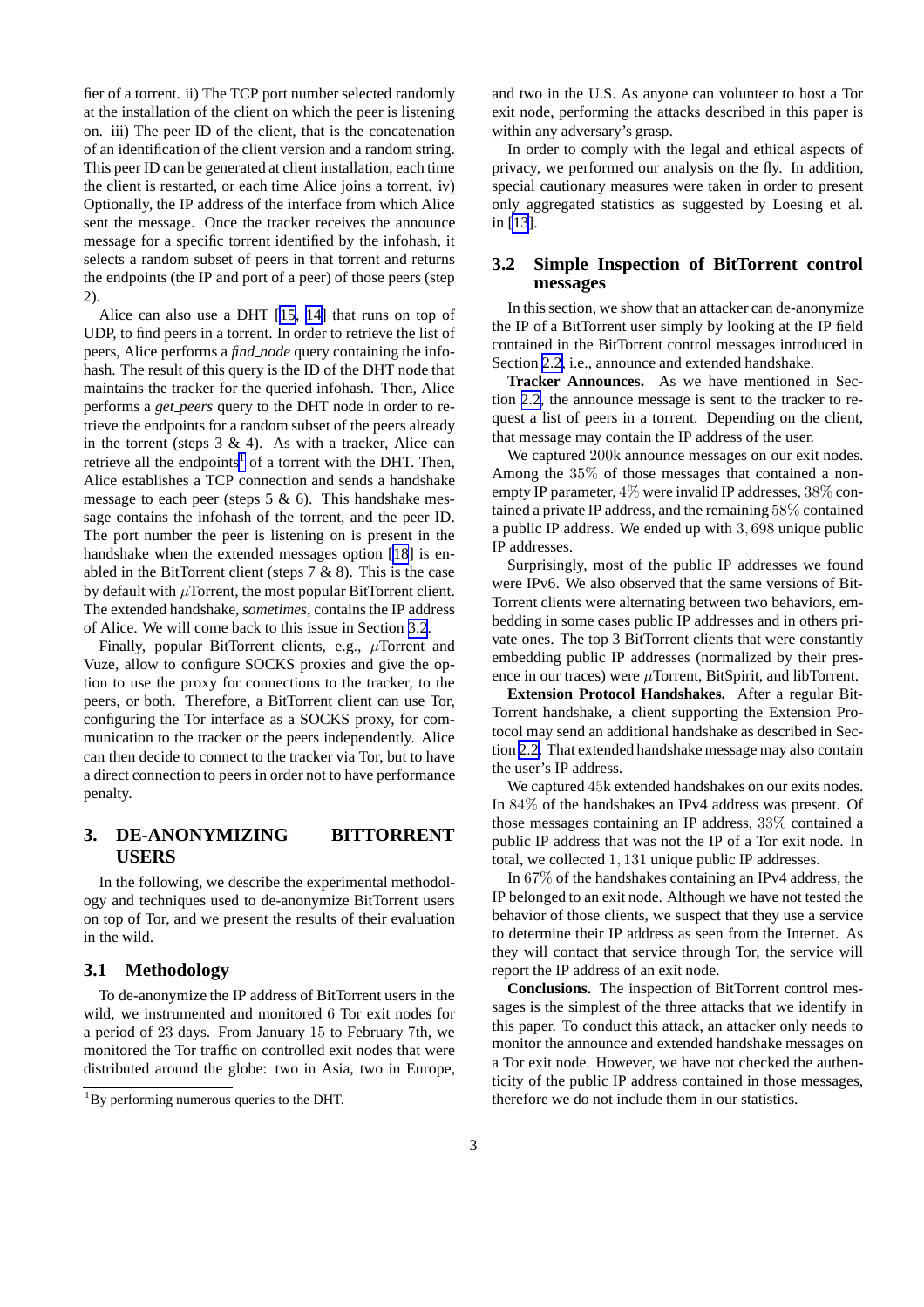fier of a torrent. ii) The TCP port number selected randomly at the installation of the client on which the peer is listening on. iii) The peer ID of the client, that is the concatenation of an identification of the client version and a random string. This peer ID can be generated at client installation, each time the client is restarted, or each time Alice joins a torrent. iv) Optionally, the IP address of the interface from which Alice sent the message. Once the tracker receives the announce message for a specific torrent identified by the infohash, it selects a random subset of peers in that torrent and returns the endpoints (the IP and port of a peer) of those peers (step 2).

Alice can also use a DHT [15, 14] that runs on top of UDP, to find peers in a torrent. In order to retrieve the list of peers, Alice performs a *find_node* query containing the infohash. The result of this query is the ID of the DHT node that maintains the tracker for the queried infohash. Then, Alice performs a *get_peers* query to the DHT node in order to retrieve the endpoints for a random subset of the peers already in the torrent (steps 3 & 4). As with a tracker, Alice can retrieve all the endpoints[1] of a torrent with the DHT. Then, Alice establishes a TCP connection and sends a handshake message to each peer (steps 5 & 6). This handshake message contains the infohash of the torrent, and the peer ID. The port number the peer is listening on is present in the handshake when the extended messages option [18] is enabled in the BitTorrent client (steps 7 & 8). This is the case by default with $\mu$Torrent, the most popular BitTorrent client. The extended handshake, *sometimes*, contains the IP address of Alice. We will come back to this issue in Section 3.2.

Finally, popular BitTorrent clients, e.g., $\mu$Torrent and Vuze, allow to configure SOCKS proxies and give the option to use the proxy for connections to the tracker, to the peers, or both. Therefore, a BitTorrent client can use Tor, configuring the Tor interface as a SOCKS proxy, for communication to the tracker or the peers independently. Alice can then decide to connect to the tracker via Tor, but to have a direct connection to peers in order not to have performance penalty.

## 3. DE-ANONYMIZING BITTORRENT USERS

In the following, we describe the experimental methodology and techniques used to de-anonymize BitTorrent users on top of Tor, and we present the results of their evaluation in the wild.

### 3.1 Methodology

To de-anonymize the IP address of BitTorrent users in the wild, we instrumented and monitored 6 Tor exit nodes for a period of 23 days. From January 15 to February 7th, we monitored the Tor traffic on controlled exit nodes that were distributed around the globe: two in Asia, two in Europe, and two in the U.S. As anyone can volunteer to host a Tor exit node, performing the attacks described in this paper is within any adversary's grasp.

In order to comply with the legal and ethical aspects of privacy, we performed our analysis on the fly. In addition, special cautionary measures were taken in order to present only aggregated statistics as suggested by Loesing et al. in [13].

### 3.2 Simple Inspection of BitTorrent control messages

In this section, we show that an attacker can de-anonymize the IP of a BitTorrent user simply by looking at the IP field contained in the BitTorrent control messages introduced in Section 2.2, i.e., announce and extended handshake.

**Tracker Announces.** As we have mentioned in Section 2.2, the announce message is sent to the tracker to request a list of peers in a torrent. Depending on the client, that message may contain the IP address of the user.

We captured 200k announce messages on our exit nodes. Among the 35% of those messages that contained a non-empty IP parameter, 4% were invalid IP addresses, 38% contained a private IP address, and the remaining 58% contained a public IP address. We ended up with 3,698 unique public IP addresses.

Surprisingly, most of the public IP addresses we found were IPv6. We also observed that the same versions of BitTorrent clients were alternating between two behaviors, embedding in some cases public IP addresses and in others private ones. The top 3 BitTorrent clients that were constantly embedding public IP addresses (normalized by their presence in our traces) were $\mu$Torrent, BitSpirit, and libTorrent.

**Extension Protocol Handshakes.** After a regular BitTorrent handshake, a client supporting the Extension Protocol may send an additional handshake as described in Section 2.2. That extended handshake message may also contain the user's IP address.

We captured 45k extended handshakes on our exits nodes. In 84% of the handshakes an IPv4 address was present. Of those messages containing an IP address, 33% contained a public IP address that was not the IP of a Tor exit node. In total, we collected 1,131 unique public IP addresses.

In 67% of the handshakes containing an IPv4 address, the IP belonged to an exit node. Although we have not tested the behavior of those clients, we suspect that they use a service to determine their IP address as seen from the Internet. As they will contact that service through Tor, the service will report the IP address of an exit node.

**Conclusions.** The inspection of BitTorrent control messages is the simplest of the three attacks that we identify in this paper. To conduct this attack, an attacker only needs to monitor the announce and extended handshake messages on a Tor exit node. However, we have not checked the authenticity of the public IP address contained in those messages, therefore we do not include them in our statistics.

[1] By performing numerous queries to the DHT.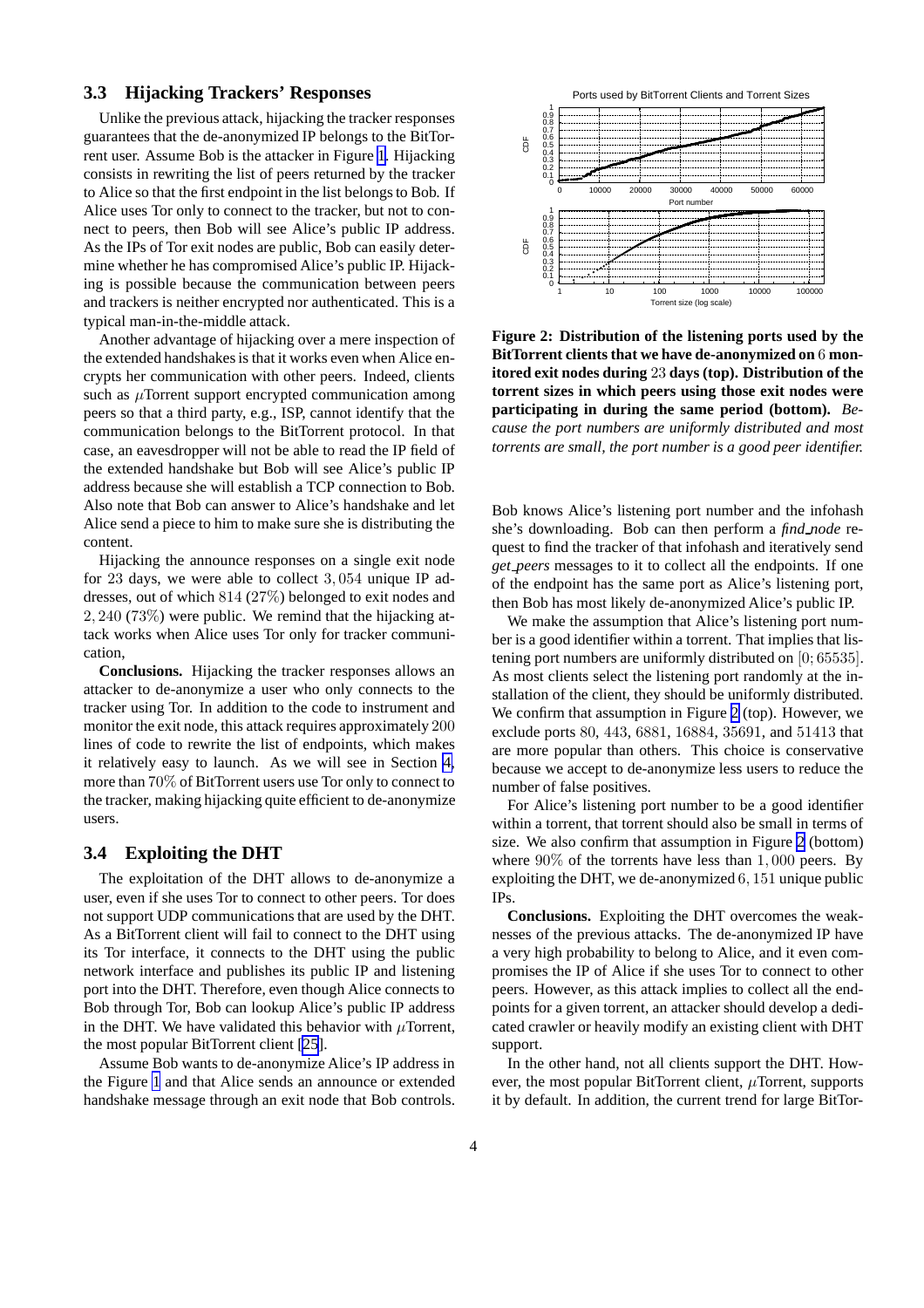### 3.3 Hijacking Trackers' Responses

Unlike the previous attack, hijacking the tracker responses guarantees that the de-anonymized IP belongs to the BitTorrent user. Assume Bob is the attacker in Figure 1. Hijacking consists in rewriting the list of peers returned by the tracker to Alice so that the first endpoint in the list belongs to Bob. If Alice uses Tor only to connect to the tracker, but not to connect to peers, then Bob will see Alice's public IP address. As the IPs of Tor exit nodes are public, Bob can easily determine whether he has compromised Alice's public IP. Hijacking is possible because the communication between peers and trackers is neither encrypted nor authenticated. This is a typical man-in-the-middle attack.

Another advantage of hijacking over a mere inspection of the extended handshakes is that it works even when Alice encrypts her communication with other peers. Indeed, clients such as $\mu$Torrent support encrypted communication among peers so that a third party, e.g., ISP, cannot identify that the communication belongs to the BitTorrent protocol. In that case, an eavesdropper will not be able to read the IP field of the extended handshake but Bob will see Alice's public IP address because she will establish a TCP connection to Bob. Also note that Bob can answer to Alice's handshake and let Alice send a piece to him to make sure she is distributing the content.

Hijacking the announce responses on a single exit node for $23$ days, we were able to collect $3,054$ unique IP addresses, out of which $814$ ($27\%$) belonged to exit nodes and $2,240$ ($73\%$) were public. We remind that the hijacking attack works when Alice uses Tor only for tracker communication,

**Conclusions.** Hijacking the tracker responses allows an attacker to de-anonymize a user who only connects to the tracker using Tor. In addition to the code to instrument and monitor the exit node, this attack requires approximately $200$ lines of code to rewrite the list of endpoints, which makes it relatively easy to launch. As we will see in Section 4, more than $70\%$ of BitTorrent users use Tor only to connect to the tracker, making hijacking quite efficient to de-anonymize users.

### 3.4 Exploiting the DHT

The exploitation of the DHT allows to de-anonymize a user, even if she uses Tor to connect to other peers. Tor does not support UDP communications that are used by the DHT. As a BitTorrent client will fail to connect to the DHT using its Tor interface, it connects to the DHT using the public network interface and publishes its public IP and listening port into the DHT. Therefore, even though Alice connects to Bob through Tor, Bob can lookup Alice's public IP address in the DHT. We have validated this behavior with $\mu$Torrent, the most popular BitTorrent client [25].

Assume Bob wants to de-anonymize Alice's IP address in the Figure 1 and that Alice sends an announce or extended handshake message through an exit node that Bob controls.

**Figure 2: Distribution of the listening ports used by the BitTorrent clients that we have de-anonymized on $6$ monitored exit nodes during $23$ days (top). Distribution of the torrent sizes in which peers using those exit nodes were participating in during the same period (bottom).** *Because the port numbers are uniformly distributed and most torrents are small, the port number is a good peer identifier.*

Bob knows Alice's listening port number and the infohash she's downloading. Bob can then perform a *find_node* request to find the tracker of that infohash and iteratively send *get_peers* messages to it to collect all the endpoints. If one of the endpoint has the same port as Alice's listening port, then Bob has most likely de-anonymized Alice's public IP.

We make the assumption that Alice's listening port number is a good identifier within a torrent. That implies that listening port numbers are uniformly distributed on $[0; 65535]$. As most clients select the listening port randomly at the installation of the client, they should be uniformly distributed. We confirm that assumption in Figure 2 (top). However, we exclude ports $80$, $443$, $6881$, $16884$, $35691$, and $51413$ that are more popular than others. This choice is conservative because we accept to de-anonymize less users to reduce the number of false positives.

For Alice's listening port number to be a good identifier within a torrent, that torrent should also be small in terms of size. We also confirm that assumption in Figure 2 (bottom) where $90\%$ of the torrents have less than $1,000$ peers. By exploiting the DHT, we de-anonymized $6,151$ unique public IPs.

**Conclusions.** Exploiting the DHT overcomes the weaknesses of the previous attacks. The de-anonymized IP have a very high probability to belong to Alice, and it even compromises the IP of Alice if she uses Tor to connect to other peers. However, as this attack implies to collect all the endpoints for a given torrent, an attacker should develop a dedicated crawler or heavily modify an existing client with DHT support.

In the other hand, not all clients support the DHT. However, the most popular BitTorrent client, $\mu$Torrent, supports it by default. In addition, the current trend for large BitTor-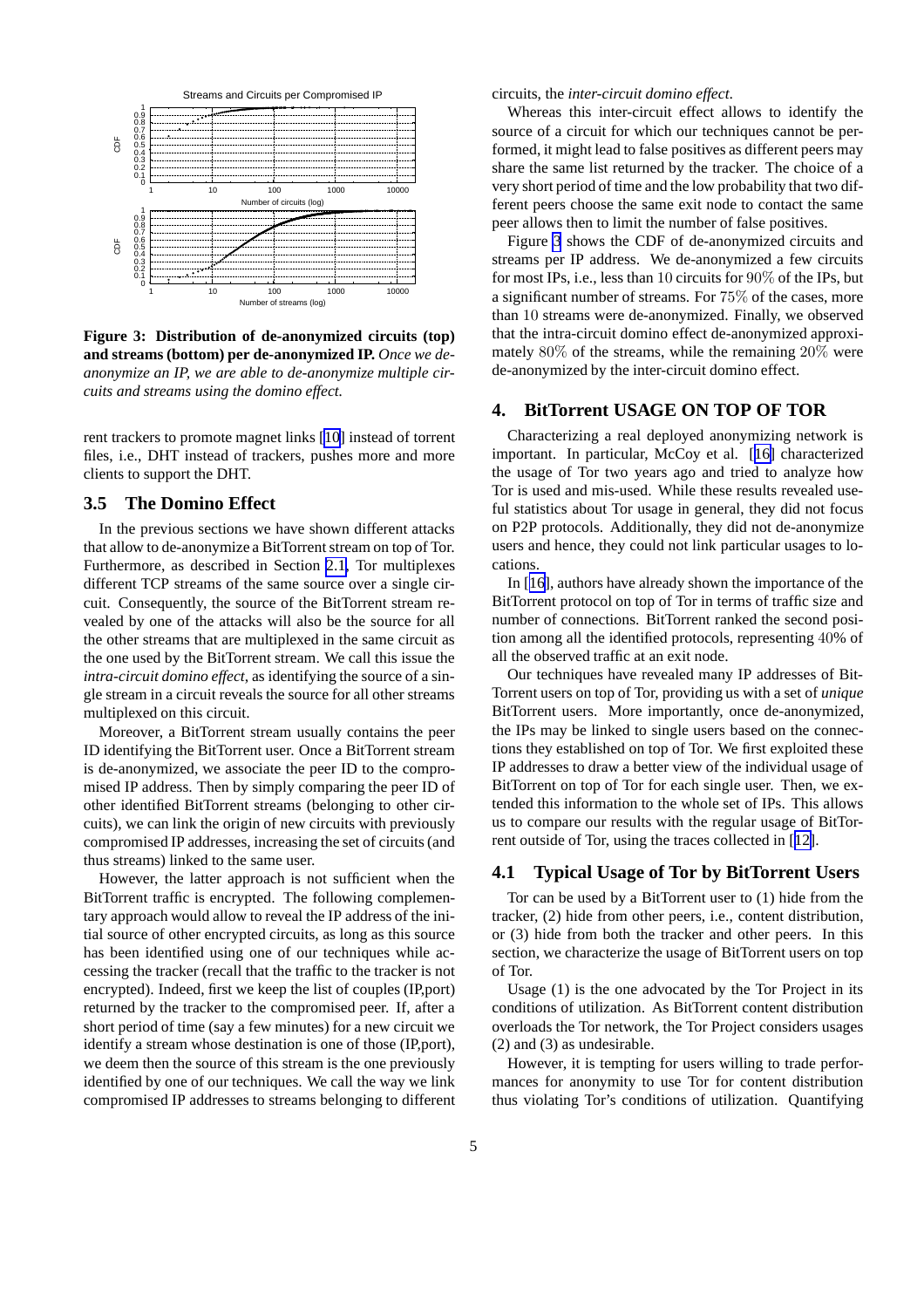**Figure 3: Distribution of de-anonymized circuits (top) and streams (bottom) per de-anonymized IP.** *Once we de-anonymize an IP, we are able to de-anonymize multiple circuits and streams using the domino effect.*

rent trackers to promote magnet links [10] instead of torrent files, i.e., DHT instead of trackers, pushes more and more clients to support the DHT.

### 3.5 The Domino Effect

In the previous sections we have shown different attacks that allow to de-anonymize a BitTorrent stream on top of Tor. Furthermore, as described in Section 2.1, Tor multiplexes different TCP streams of the same source over a single circuit. Consequently, the source of the BitTorrent stream revealed by one of the attacks will also be the source for all the other streams that are multiplexed in the same circuit as the one used by the BitTorrent stream. We call this issue the *intra-circuit domino effect*, as identifying the source of a single stream in a circuit reveals the source for all other streams multiplexed on this circuit.

Moreover, a BitTorrent stream usually contains the peer ID identifying the BitTorrent user. Once a BitTorrent stream is de-anonymized, we associate the peer ID to the compromised IP address. Then by simply comparing the peer ID of other identified BitTorrent streams (belonging to other circuits), we can link the origin of new circuits with previously compromised IP addresses, increasing the set of circuits (and thus streams) linked to the same user.

However, the latter approach is not sufficient when the BitTorrent traffic is encrypted. The following complementary approach would allow to reveal the IP address of the initial source of other encrypted circuits, as long as this source has been identified using one of our techniques while accessing the tracker (recall that the traffic to the tracker is not encrypted). Indeed, first we keep the list of couples (IP,port) returned by the tracker to the compromised peer. If, after a short period of time (say a few minutes) for a new circuit we identify a stream whose destination is one of those (IP,port), we deem then the source of this stream is the one previously identified by one of our techniques. We call the way we link compromised IP addresses to streams belonging to different circuits, the *inter-circuit domino effect*.

Whereas this inter-circuit effect allows to identify the source of a circuit for which our techniques cannot be performed, it might lead to false positives as different peers may share the same list returned by the tracker. The choice of a very short period of time and the low probability that two different peers choose the same exit node to contact the same peer allows then to limit the number of false positives.

Figure 3 shows the CDF of de-anonymized circuits and streams per IP address. We de-anonymized a few circuits for most IPs, i.e., less than $10$ circuits for $90\%$ of the IPs, but a significant number of streams. For $75\%$ of the cases, more than $10$ streams were de-anonymized. Finally, we observed that the intra-circuit domino effect de-anonymized approximately $80\%$ of the streams, while the remaining $20\%$ were de-anonymized by the inter-circuit domino effect.

## 4. BitTorrent USAGE ON TOP OF TOR

Characterizing a real deployed anonymizing network is important. In particular, McCoy et al. [16] characterized the usage of Tor two years ago and tried to analyze how Tor is used and mis-used. While these results revealed useful statistics about Tor usage in general, they did not focus on P2P protocols. Additionally, they did not de-anonymize users and hence, they could not link particular usages to locations.

In [16], authors have already shown the importance of the BitTorrent protocol on top of Tor in terms of traffic size and number of connections. BitTorrent ranked the second position among all the identified protocols, representing $40\%$ of all the observed traffic at an exit node.

Our techniques have revealed many IP addresses of BitTorrent users on top of Tor, providing us with a set of *unique* BitTorrent users. More importantly, once de-anonymized, the IPs may be linked to single users based on the connections they established on top of Tor. We first exploited these IP addresses to draw a better view of the individual usage of BitTorrent on top of Tor for each single user. Then, we extended this information to the whole set of IPs. This allows us to compare our results with the regular usage of BitTorrent outside of Tor, using the traces collected in [12].

### 4.1 Typical Usage of Tor by BitTorrent Users

Tor can be used by a BitTorrent user to (1) hide from the tracker, (2) hide from other peers, i.e., content distribution, or (3) hide from both the tracker and other peers. In this section, we characterize the usage of BitTorrent users on top of Tor.

Usage (1) is the one advocated by the Tor Project in its conditions of utilization. As BitTorrent content distribution overloads the Tor network, the Tor Project considers usages (2) and (3) as undesirable.

However, it is tempting for users willing to trade performances for anonymity to use Tor for content distribution thus violating Tor's conditions of utilization. Quantifying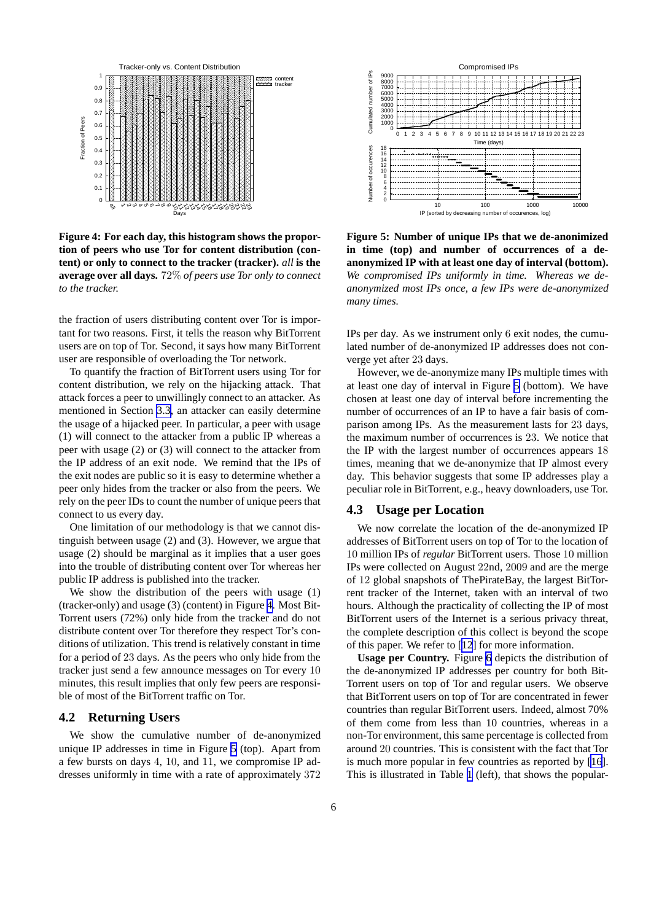**Figure 4: For each day, this histogram shows the proportion of peers who use Tor for content distribution (content) or only to connect to the tracker (tracker).** ***all*** **is the average over all days.** *72% of peers use Tor only to connect to the tracker.*

**Figure 5: Number of unique IPs that we de-anonimized in time (top) and number of occurrences of a de-anonymized IP with at least one day of interval (bottom).** *We compromised IPs uniformly in time. Whereas we de-anonymized most IPs once, a few IPs were de-anonymized many times.*

the fraction of users distributing content over Tor is important for two reasons. First, it tells the reason why BitTorrent users are on top of Tor. Second, it says how many BitTorrent user are responsible of overloading the Tor network.

To quantify the fraction of BitTorrent users using Tor for content distribution, we rely on the hijacking attack. That attack forces a peer to unwillingly connect to an attacker. As mentioned in Section 3.3, an attacker can easily determine the usage of a hijacked peer. In particular, a peer with usage (1) will connect to the attacker from a public IP whereas a peer with usage (2) or (3) will connect to the attacker from the IP address of an exit node. We remind that the IPs of the exit nodes are public so it is easy to determine whether a peer only hides from the tracker or also from the peers. We rely on the peer IDs to count the number of unique peers that connect to us every day.

One limitation of our methodology is that we cannot distinguish between usage (2) and (3). However, we argue that usage (2) should be marginal as it implies that a user goes into the trouble of distributing content over Tor whereas her public IP address is published into the tracker.

We show the distribution of the peers with usage (1) (tracker-only) and usage (3) (content) in Figure 4. Most BitTorrent users (72%) only hide from the tracker and do not distribute content over Tor therefore they respect Tor's conditions of utilization. This trend is relatively constant in time for a period of 23 days. As the peers who only hide from the tracker just send a few announce messages on Tor every 10 minutes, this result implies that only few peers are responsible of most of the BitTorrent traffic on Tor.

## 4.2 Returning Users

We show the cumulative number of de-anonymized unique IP addresses in time in Figure 5 (top). Apart from a few bursts on days 4, 10, and 11, we compromise IP addresses uniformly in time with a rate of approximately 372 IPs per day. As we instrument only 6 exit nodes, the cumulated number of de-anonymized IP addresses does not converge yet after 23 days.

However, we de-anonymize many IPs multiple times with at least one day of interval in Figure 5 (bottom). We have chosen at least one day of interval before incrementing the number of occurrences of an IP to have a fair basis of comparison among IPs. As the measurement lasts for 23 days, the maximum number of occurrences is 23. We notice that the IP with the largest number of occurrences appears 18 times, meaning that we de-anonymize that IP almost every day. This behavior suggests that some IP addresses play a peculiar role in BitTorrent, e.g., heavy downloaders, use Tor.

## 4.3 Usage per Location

We now correlate the location of the de-anonymized IP addresses of BitTorrent users on top of Tor to the location of 10 million IPs of *regular* BitTorrent users. Those 10 million IPs were collected on August 22nd, 2009 and are the merge of 12 global snapshots of ThePirateBay, the largest BitTorrent tracker of the Internet, taken with an interval of two hours. Although the practicality of collecting the IP of most BitTorrent users of the Internet is a serious privacy threat, the complete description of this collect is beyond the scope of this paper. We refer to [12] for more information.

**Usage per Country.** Figure 6 depicts the distribution of the de-anonymized IP addresses per country for both BitTorrent users on top of Tor and regular users. We observe that BitTorrent users on top of Tor are concentrated in fewer countries than regular BitTorrent users. Indeed, almost 70% of them come from less than 10 countries, whereas in a non-Tor environment, this same percentage is collected from around 20 countries. This is consistent with the fact that Tor is much more popular in few countries as reported by [16]. This is illustrated in Table 1 (left), that shows the popular-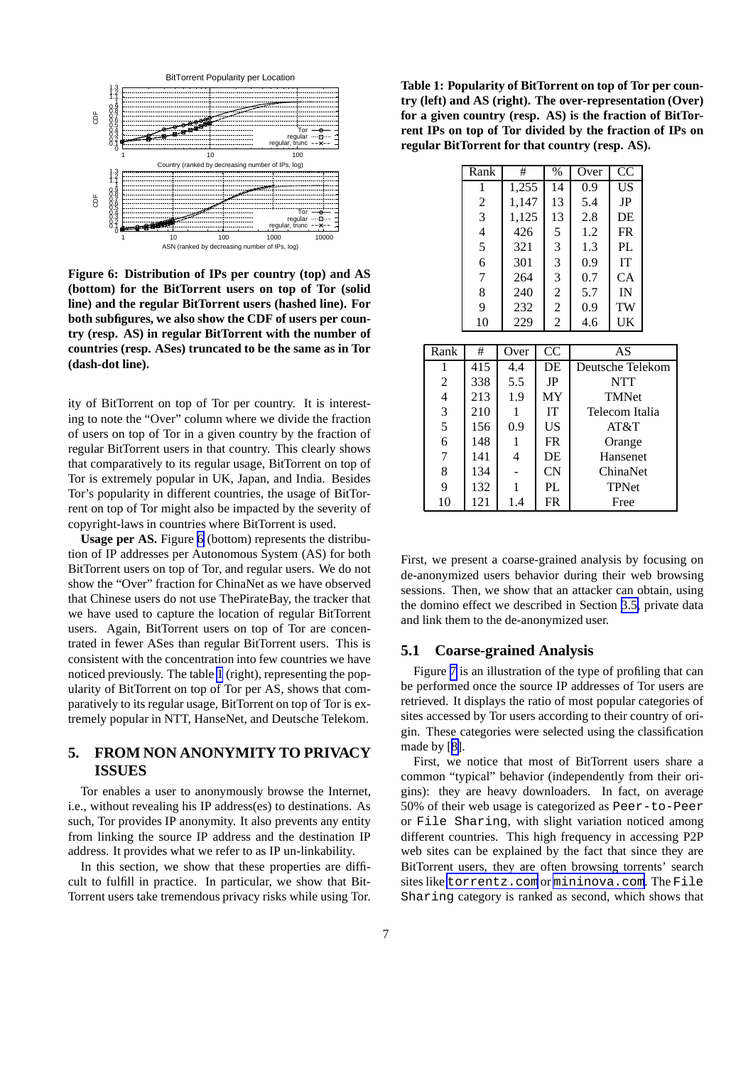**Figure 6: Distribution of IPs per country (top) and AS (bottom) for the BitTorrent users on top of Tor (solid line) and the regular BitTorrent users (hashed line). For both subfigures, we also show the CDF of users per country (resp. AS) in regular BitTorrent with the number of countries (resp. ASes) truncated to be the same as in Tor (dash-dot line).**

ity of BitTorrent on top of Tor per country. It is interesting to note the "Over" column where we divide the fraction of users on top of Tor in a given country by the fraction of regular BitTorrent users in that country. This clearly shows that comparatively to its regular usage, BitTorrent on top of Tor is extremely popular in UK, Japan, and India. Besides Tor's popularity in different countries, the usage of BitTorrent on top of Tor might also be impacted by the severity of copyright-laws in countries where BitTorrent is used.

**Usage per AS.** Figure 6 (bottom) represents the distribution of IP addresses per Autonomous System (AS) for both BitTorrent users on top of Tor, and regular users. We do not show the "Over" fraction for ChinaNet as we have observed that Chinese users do not use ThePirateBay, the tracker that we have used to capture the location of regular BitTorrent users. Again, BitTorrent users on top of Tor are concentrated in fewer ASes than regular BitTorrent users. This is consistent with the concentration into few countries we have noticed previously. The table 1 (right), representing the popularity of BitTorrent on top of Tor per AS, shows that comparatively to its regular usage, BitTorrent on top of Tor is extremely popular in NTT, HanseNet, and Deutsche Telekom.

## 5. FROM NON ANONYMITY TO PRIVACY ISSUES

Tor enables a user to anonymously browse the Internet, i.e., without revealing his IP address(es) to destinations. As such, Tor provides IP anonymity. It also prevents any entity from linking the source IP address and the destination IP address. It provides what we refer to as IP un-linkability.

In this section, we show that these properties are difficult to fulfill in practice. In particular, we show that BitTorrent users take tremendous privacy risks while using Tor.

**Table 1: Popularity of BitTorrent on top of Tor per country (left) and AS (right). The over-representation (Over) for a given country (resp. AS) is the fraction of BitTorrent IPs on top of Tor divided by the fraction of IPs on regular BitTorrent for that country (resp. AS).**

| Rank | # | % | Over | CC |
|---|---|---|---|---|
| 1 | 1,255 | 14 | 0.9 | US |
| 2 | 1,147 | 13 | 5.4 | JP |
| 3 | 1,125 | 13 | 2.8 | DE |
| 4 | 426 | 5 | 1.2 | FR |
| 5 | 321 | 3 | 1.3 | PL |
| 6 | 301 | 3 | 0.9 | IT |
| 7 | 264 | 3 | 0.7 | CA |
| 8 | 240 | 2 | 5.7 | IN |
| 9 | 232 | 2 | 0.9 | TW |
| 10 | 229 | 2 | 4.6 | UK |

| Rank | # | Over | CC | AS |
|---|---|---|---|---|
| 1 | 415 | 4.4 | DE | Deutsche Telekom |
| 2 | 338 | 5.5 | JP | NTT |
| 4 | 213 | 1.9 | MY | TMNet |
| 3 | 210 | 1 | IT | Telecom Italia |
| 5 | 156 | 0.9 | US | AT&T |
| 6 | 148 | 1 | FR | Orange |
| 7 | 141 | 4 | DE | Hansenet |
| 8 | 134 | - | CN | ChinaNet |
| 9 | 132 | 1 | PL | TPNet |
| 10 | 121 | 1.4 | FR | Free |

First, we present a coarse-grained analysis by focusing on de-anonymized users behavior during their web browsing sessions. Then, we show that an attacker can obtain, using the domino effect we described in Section 3.5, private data and link them to the de-anonymized user.

### 5.1 Coarse-grained Analysis

Figure 7 is an illustration of the type of profiling that can be performed once the source IP addresses of Tor users are retrieved. It displays the ratio of most popular categories of sites accessed by Tor users according to their country of origin. These categories were selected using the classification made by [8].

First, we notice that most of BitTorrent users share a common "typical" behavior (independently from their origins): they are heavy downloaders. In fact, on average 50% of their web usage is categorized as `Peer-to-Peer` or `File Sharing`, with slight variation noticed among different countries. This high frequency in accessing P2P web sites can be explained by the fact that since they are BitTorrent users, they are often browsing torrents' search sites like `torrentz.com` or `mininova.com`. The `File Sharing` category is ranked as second, which shows that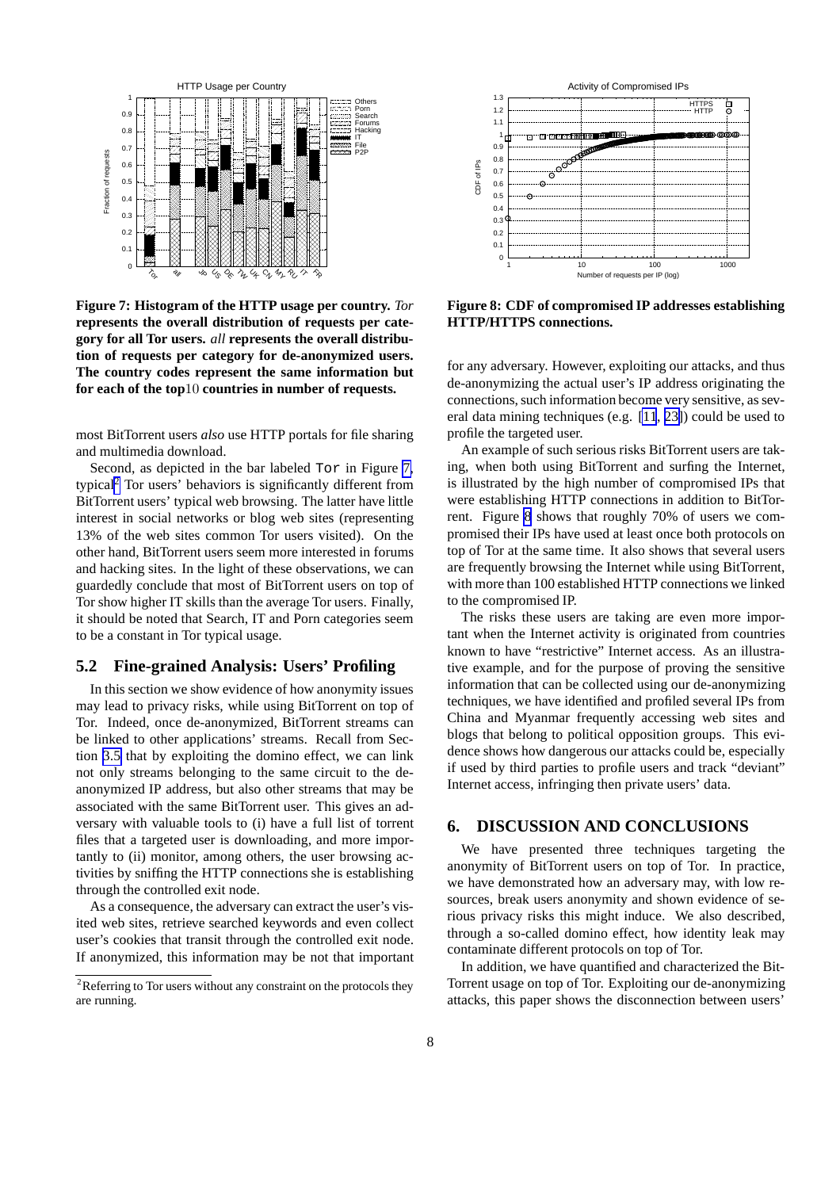**Figure 7: Histogram of the HTTP usage per country.** ***Tor*** **represents the overall distribution of requests per category for all Tor users.** ***all*** **represents the overall distribution of requests per category for de-anonymized users. The country codes represent the same information but for each of the top10 countries in number of requests.**

**Figure 8: CDF of compromised IP addresses establishing HTTP/HTTPS connections.**

most BitTorrent users *also* use HTTP portals for file sharing and multimedia download.

Second, as depicted in the bar labeled Tor in Figure 7, typical[2] Tor users' behaviors is significantly different from BitTorrent users' typical web browsing. The latter have little interest in social networks or blog web sites (representing 13% of the web sites common Tor users visited). On the other hand, BitTorrent users seem more interested in forums and hacking sites. In the light of these observations, we can guardedly conclude that most of BitTorrent users on top of Tor show higher IT skills than the average Tor users. Finally, it should be noted that Search, IT and Porn categories seem to be a constant in Tor typical usage.

## 5.2 Fine-grained Analysis: Users' Profiling

In this section we show evidence of how anonymity issues may lead to privacy risks, while using BitTorrent on top of Tor. Indeed, once de-anonymized, BitTorrent streams can be linked to other applications' streams. Recall from Section 3.5 that by exploiting the domino effect, we can link not only streams belonging to the same circuit to the de-anonymized IP address, but also other streams that may be associated with the same BitTorrent user. This gives an adversary with valuable tools to (i) have a full list of torrent files that a targeted user is downloading, and more importantly to (ii) monitor, among others, the user browsing activities by sniffing the HTTP connections she is establishing through the controlled exit node.

As a consequence, the adversary can extract the user's visited web sites, retrieve searched keywords and even collect user's cookies that transit through the controlled exit node. If anonymized, this information may be not that important for any adversary. However, exploiting our attacks, and thus de-anonymizing the actual user's IP address originating the connections, such information become very sensitive, as several data mining techniques (e.g. [11, 23]) could be used to profile the targeted user.

An example of such serious risks BitTorrent users are taking, when both using BitTorrent and surfing the Internet, is illustrated by the high number of compromised IPs that were establishing HTTP connections in addition to BitTorrent. Figure 8 shows that roughly 70% of users we compromised their IPs have used at least once both protocols on top of Tor at the same time. It also shows that several users are frequently browsing the Internet while using BitTorrent, with more than 100 established HTTP connections we linked to the compromised IP.

The risks these users are taking are even more important when the Internet activity is originated from countries known to have "restrictive" Internet access. As an illustrative example, and for the purpose of proving the sensitive information that can be collected using our de-anonymizing techniques, we have identified and profiled several IPs from China and Myanmar frequently accessing web sites and blogs that belong to political opposition groups. This evidence shows how dangerous our attacks could be, especially if used by third parties to profile users and track "deviant" Internet access, infringing then private users' data.

# 6. DISCUSSION AND CONCLUSIONS

We have presented three techniques targeting the anonymity of BitTorrent users on top of Tor. In practice, we have demonstrated how an adversary may, with low resources, break users anonymity and shown evidence of serious privacy risks this might induce. We also described, through a so-called domino effect, how identity leak may contaminate different protocols on top of Tor.

In addition, we have quantified and characterized the BitTorrent usage on top of Tor. Exploiting our de-anonymizing attacks, this paper shows the disconnection between users'

[2] Referring to Tor users without any constraint on the protocols they are running.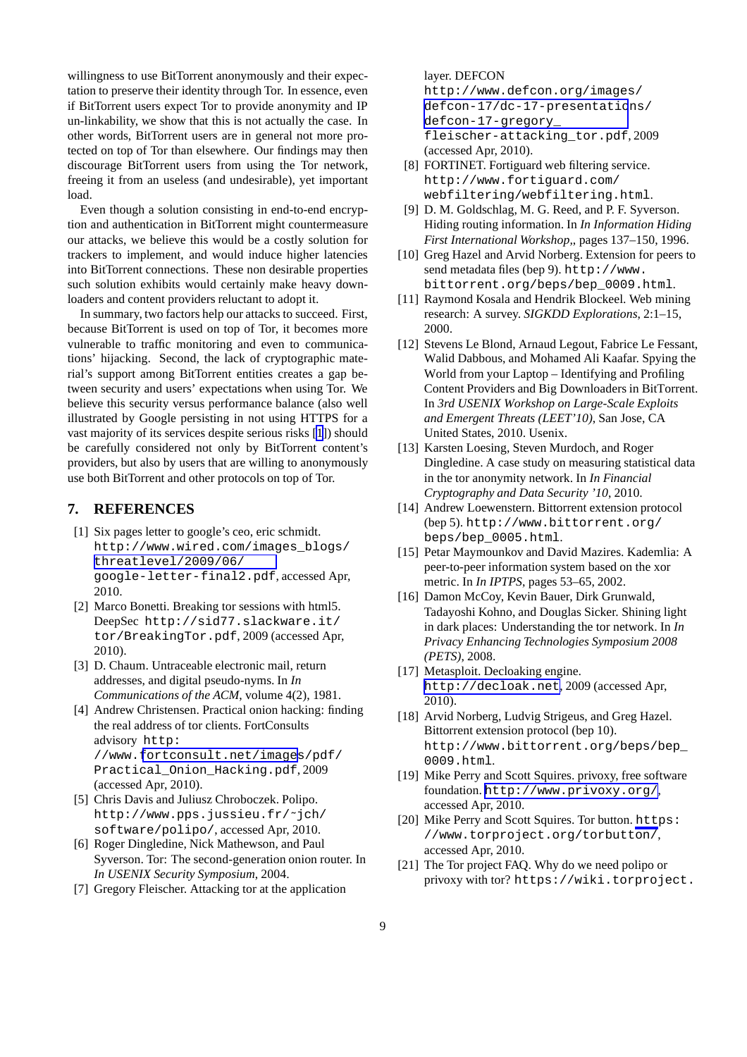willingness to use BitTorrent anonymously and their expectation to preserve their identity through Tor. In essence, even if BitTorrent users expect Tor to provide anonymity and IP un-linkability, we show that this is not actually the case. In other words, BitTorrent users are in general not more protected on top of Tor than elsewhere. Our findings may then discourage BitTorrent users from using the Tor network, freeing it from an useless (and undesirable), yet important load.

Even though a solution consisting in end-to-end encryption and authentication in BitTorrent might countermeasure our attacks, we believe this would be a costly solution for trackers to implement, and would induce higher latencies into BitTorrent connections. These non desirable properties such solution exhibits would certainly make heavy downloaders and content providers reluctant to adopt it.

In summary, two factors help our attacks to succeed. First, because BitTorrent is used on top of Tor, it becomes more vulnerable to traffic monitoring and even to communications' hijacking. Second, the lack of cryptographic material's support among BitTorrent entities creates a gap between security and users' expectations when using Tor. We believe this security versus performance balance (also well illustrated by Google persisting in not using HTTPS for a vast majority of its services despite serious risks [1]) should be carefully considered not only by BitTorrent content's providers, but also by users that are willing to anonymously use both BitTorrent and other protocols on top of Tor.

## 7. REFERENCES

[1] Six pages letter to google's ceo, eric schmidt. http://www.wired.com/images_blogs/threatlevel/2009/06/google-letter-final2.pdf, accessed Apr, 2010.

[2] Marco Bonetti. Breaking tor sessions with html5. DeepSec http://sid77.slackware.it/tor/BreakingTor.pdf, 2009 (accessed Apr, 2010).

[3] D. Chaum. Untraceable electronic mail, return addresses, and digital pseudo-nyms. In *In Communications of the ACM*, volume 4(2), 1981.

[4] Andrew Christensen. Practical onion hacking: finding the real address of tor clients. FortConsults advisory http://www.fortconsult.net/images/pdf/Practical_Onion_Hacking.pdf, 2009 (accessed Apr, 2010).

[5] Chris Davis and Juliusz Chroboczek. Polipo. http://www.pps.jussieu.fr/~jch/software/polipo/, accessed Apr, 2010.

[6] Roger Dingledine, Nick Mathewson, and Paul Syverson. Tor: The second-generation onion router. In *In USENIX Security Symposium*, 2004.

[7] Gregory Fleischer. Attacking tor at the application layer. DEFCON http://www.defcon.org/images/defcon-17/dc-17-presentations/defcon-17-gregory_fleischer-attacking_tor.pdf, 2009 (accessed Apr, 2010).

[8] FORTINET. Fortiguard web filtering service. http://www.fortiguard.com/webfiltering/webfiltering.html.

[9] D. M. Goldschlag, M. G. Reed, and P. F. Syverson. Hiding routing information. In *In Information Hiding First International Workshop*,, pages 137–150, 1996.

[10] Greg Hazel and Arvid Norberg. Extension for peers to send metadata files (bep 9). http://www.bittorrent.org/beps/bep_0009.html.

[11] Raymond Kosala and Hendrik Blockeel. Web mining research: A survey. *SIGKDD Explorations*, 2:1–15, 2000.

[12] Stevens Le Blond, Arnaud Legout, Fabrice Le Fessant, Walid Dabbous, and Mohamed Ali Kaafar. Spying the World from your Laptop – Identifying and Profiling Content Providers and Big Downloaders in BitTorrent. In *3rd USENIX Workshop on Large-Scale Exploits and Emergent Threats (LEET'10)*, San Jose, CA United States, 2010. Usenix.

[13] Karsten Loesing, Steven Murdoch, and Roger Dingledine. A case study on measuring statistical data in the tor anonymity network. In *In Financial Cryptography and Data Security '10*, 2010.

[14] Andrew Loewenstern. Bittorrent extension protocol (bep 5). http://www.bittorrent.org/beps/bep_0005.html.

[15] Petar Maymounkov and David Mazires. Kademlia: A peer-to-peer information system based on the xor metric. In *In IPTPS*, pages 53–65, 2002.

[16] Damon McCoy, Kevin Bauer, Dirk Grunwald, Tadayoshi Kohno, and Douglas Sicker. Shining light in dark places: Understanding the tor network. In *In Privacy Enhancing Technologies Symposium 2008 (PETS)*, 2008.

[17] Metasploit. Decloaking engine. http://decloak.net, 2009 (accessed Apr, 2010).

[18] Arvid Norberg, Ludvig Strigeus, and Greg Hazel. Bittorrent extension protocol (bep 10). http://www.bittorrent.org/beps/bep_0009.html.

[19] Mike Perry and Scott Squires. privoxy, free software foundation. http://www.privoxy.org/, accessed Apr, 2010.

[20] Mike Perry and Scott Squires. Tor button. https://www.torproject.org/torbutton/, accessed Apr, 2010.

[21] The Tor project FAQ. Why do we need polipo or privoxy with tor? https://wiki.torproject.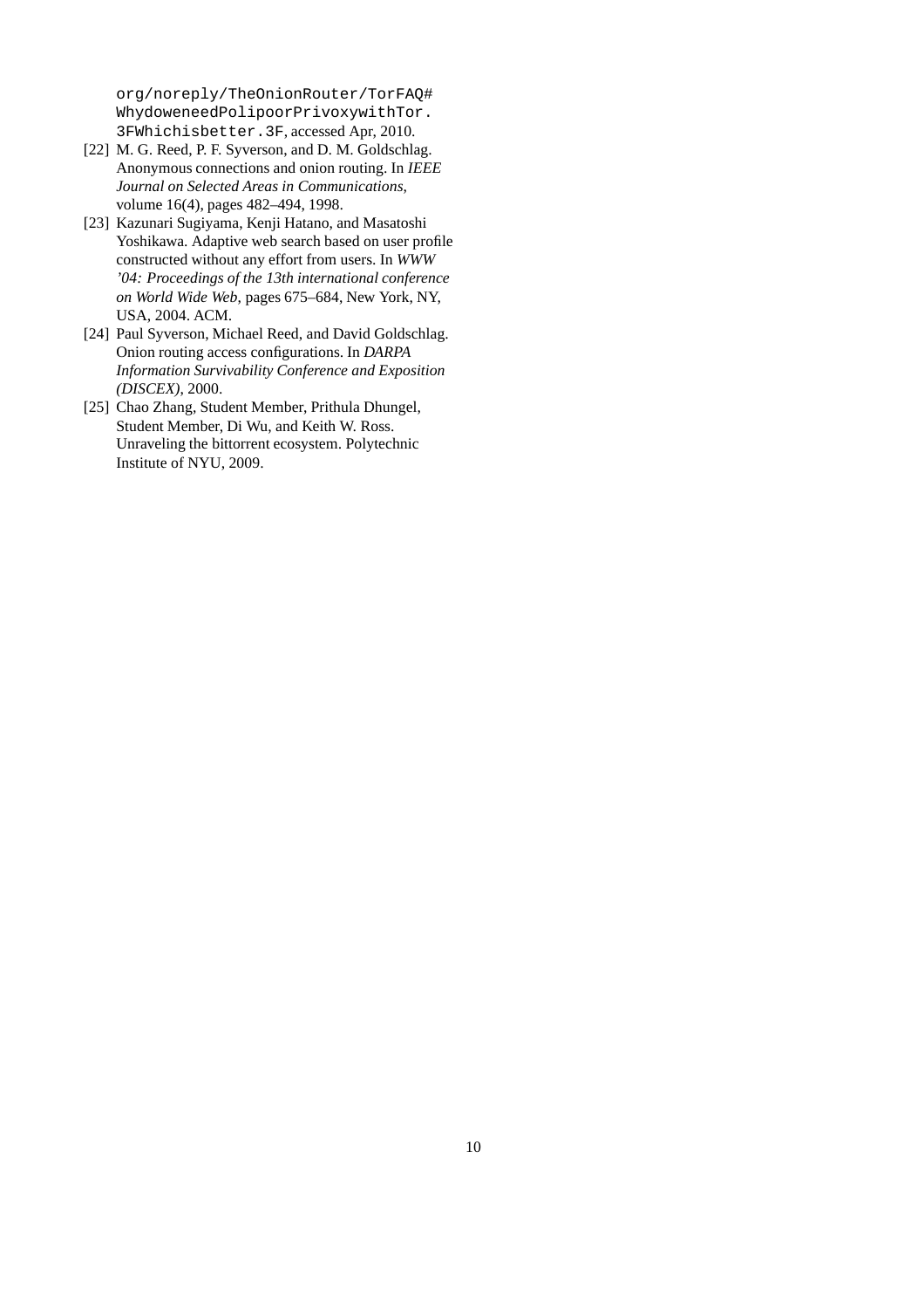org/noreply/TheOnionRouter/TorFAQ#WhydoweneedPolipoorPrivoxywithTor.3FWhichisbetter.3F, accessed Apr, 2010.

[22] M. G. Reed, P. F. Syverson, and D. M. Goldschlag. Anonymous connections and onion routing. In *IEEE Journal on Selected Areas in Communications*, volume 16(4), pages 482–494, 1998.

[23] Kazunari Sugiyama, Kenji Hatano, and Masatoshi Yoshikawa. Adaptive web search based on user profile constructed without any effort from users. In *WWW '04: Proceedings of the 13th international conference on World Wide Web*, pages 675–684, New York, NY, USA, 2004. ACM.

[24] Paul Syverson, Michael Reed, and David Goldschlag. Onion routing access configurations. In *DARPA Information Survivability Conference and Exposition (DISCEX)*, 2000.

[25] Chao Zhang, Student Member, Prithula Dhungel, Student Member, Di Wu, and Keith W. Ross. Unraveling the bittorrent ecosystem. Polytechnic Institute of NYU, 2009.